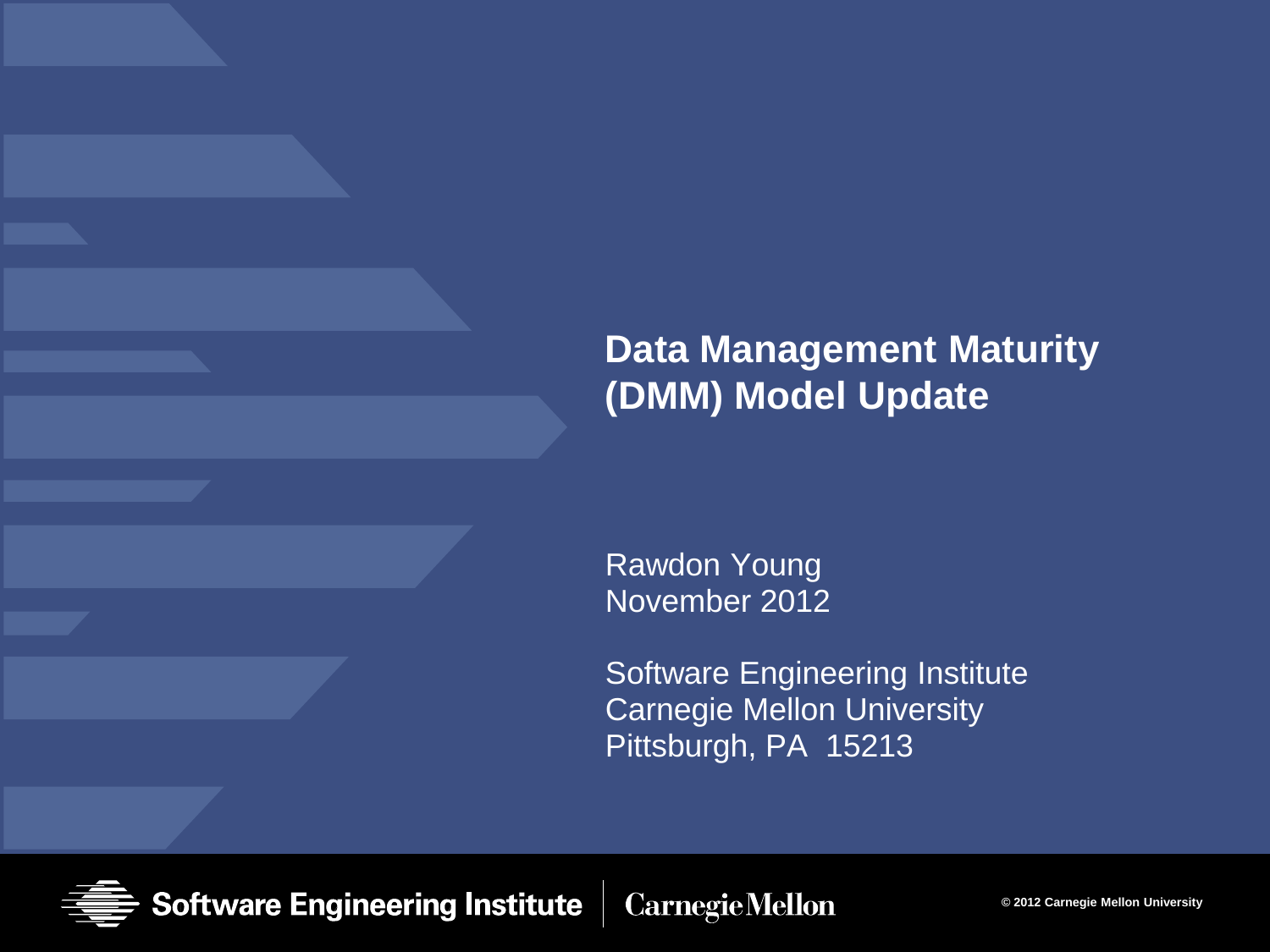# Data Management Maturity (DMM) Model Update

Rawdon Young
November 2012

Software Engineering Institute
Carnegie Mellon University
Pittsburgh, PA 15213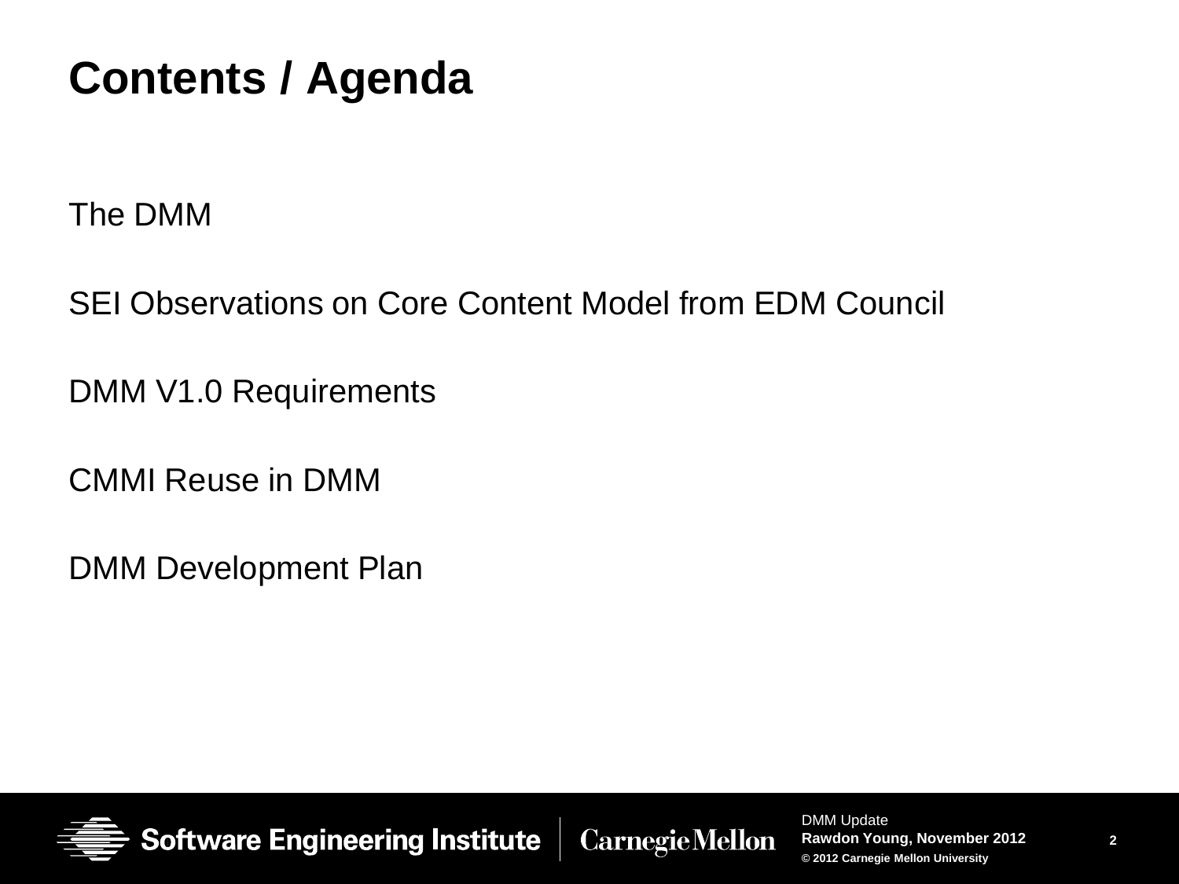# Contents / Agenda

The DMM

SEI Observations on Core Content Model from EDM Council

DMM V1.0 Requirements

CMMI Reuse in DMM

DMM Development Plan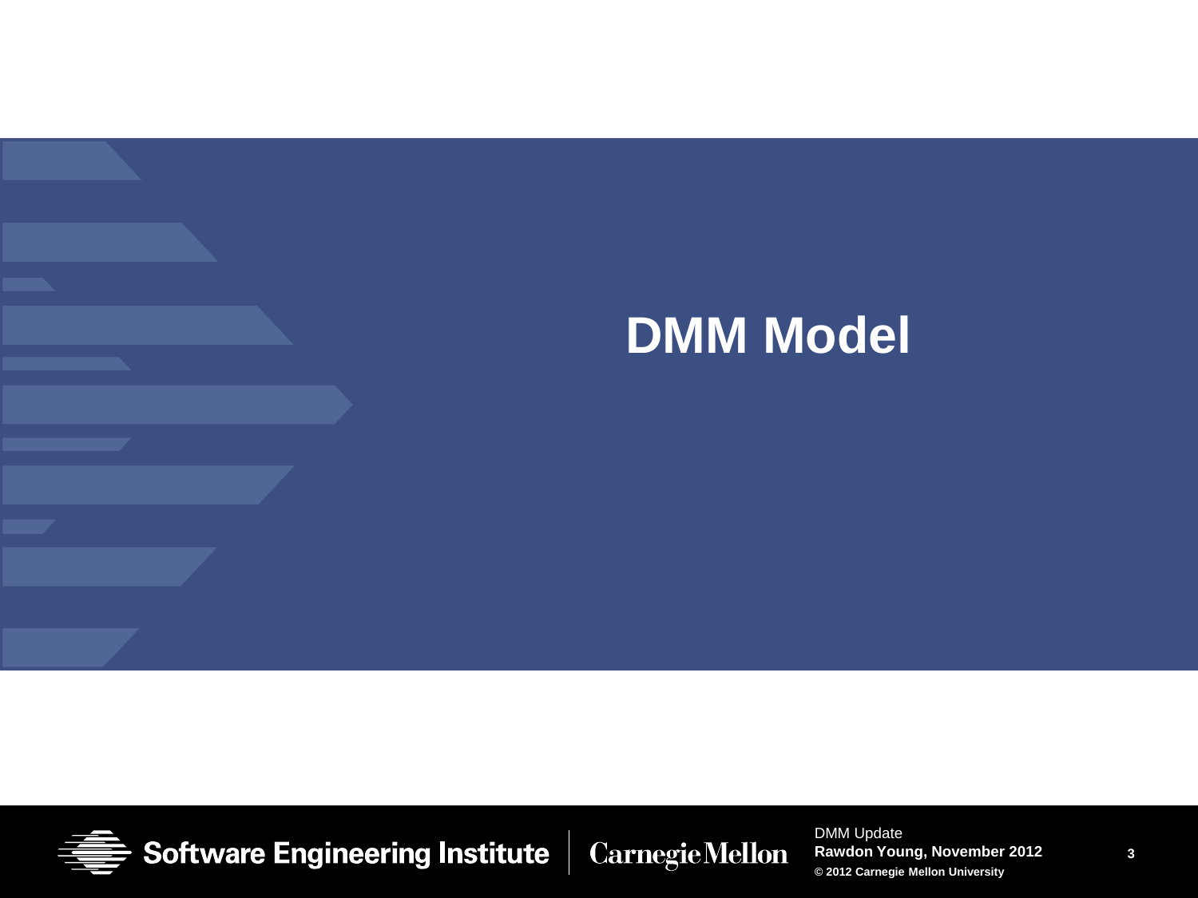# DMM Model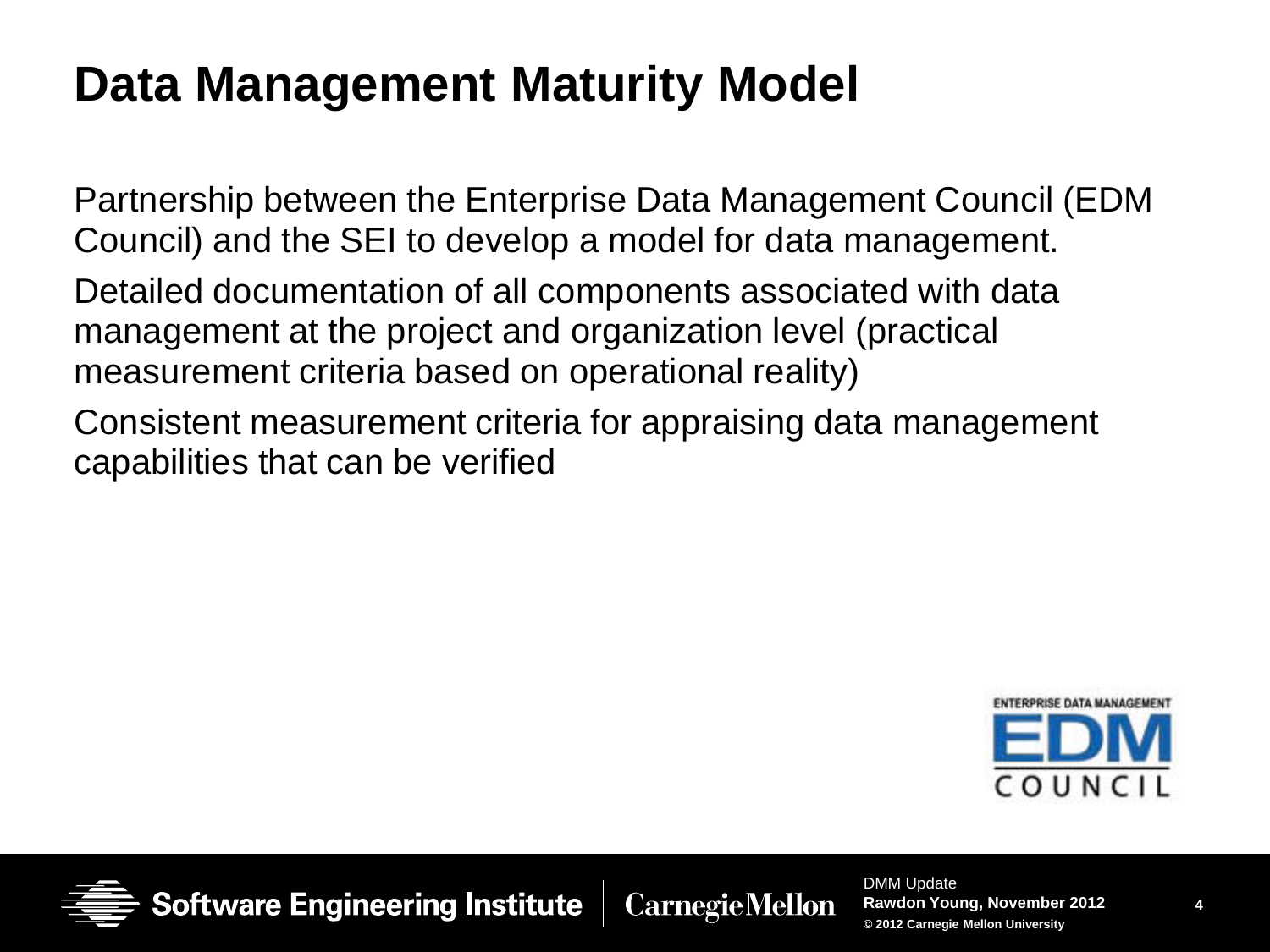# Data Management Maturity Model

Partnership between the Enterprise Data Management Council (EDM Council) and the SEI to develop a model for data management.

Detailed documentation of all components associated with data management at the project and organization level (practical measurement criteria based on operational reality)

Consistent measurement criteria for appraising data management capabilities that can be verified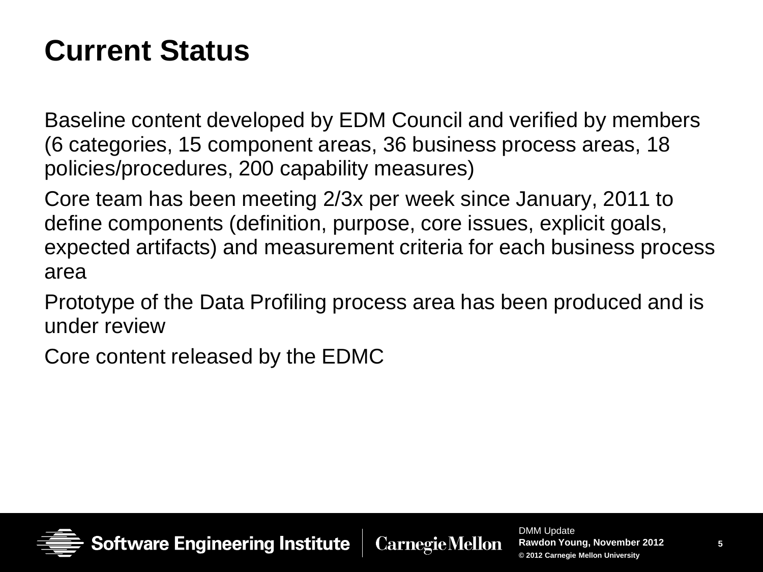# Current Status

Baseline content developed by EDM Council and verified by members (6 categories, 15 component areas, 36 business process areas, 18 policies/procedures, 200 capability measures)

Core team has been meeting 2/3x per week since January, 2011 to define components (definition, purpose, core issues, explicit goals, expected artifacts) and measurement criteria for each business process area

Prototype of the Data Profiling process area has been produced and is under review

Core content released by the EDMC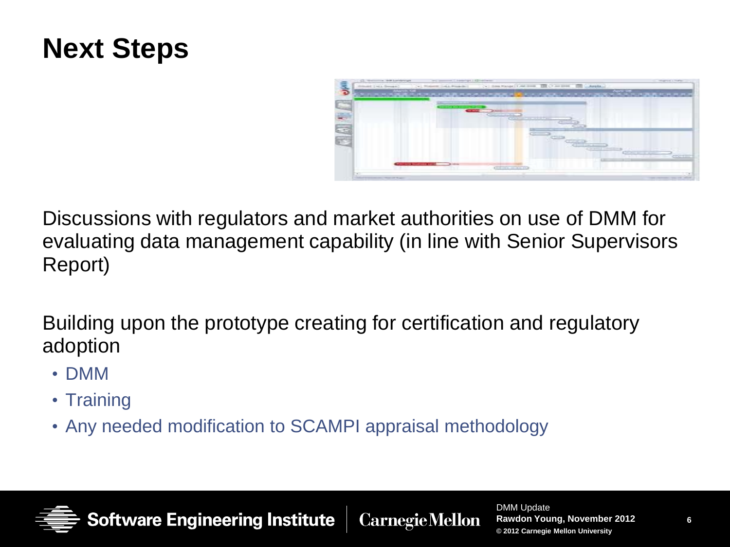# Next Steps

Discussions with regulators and market authorities on use of DMM for evaluating data management capability (in line with Senior Supervisors Report)

Building upon the prototype creating for certification and regulatory adoption

- DMM
- Training
- Any needed modification to SCAMPI appraisal methodology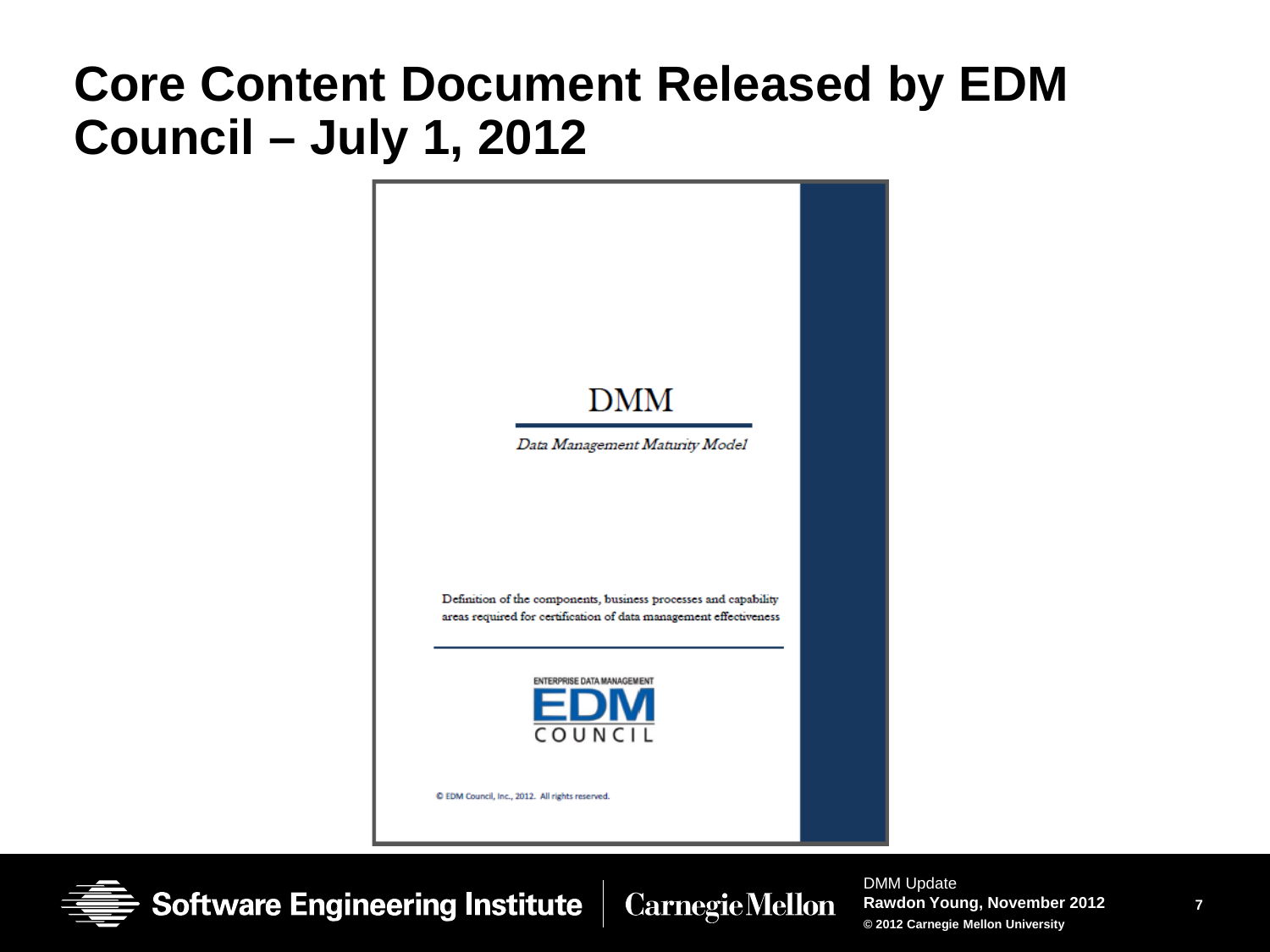# Core Content Document Released by EDM Council – July 1, 2012

DMM

*Data Management Maturity Model*

Definition of the components, business processes and capability areas required for certification of data management effectiveness

ENTERPRISE DATA MANAGEMENT

EDM

COUNCIL

© EDM Council, Inc., 2012. All rights reserved.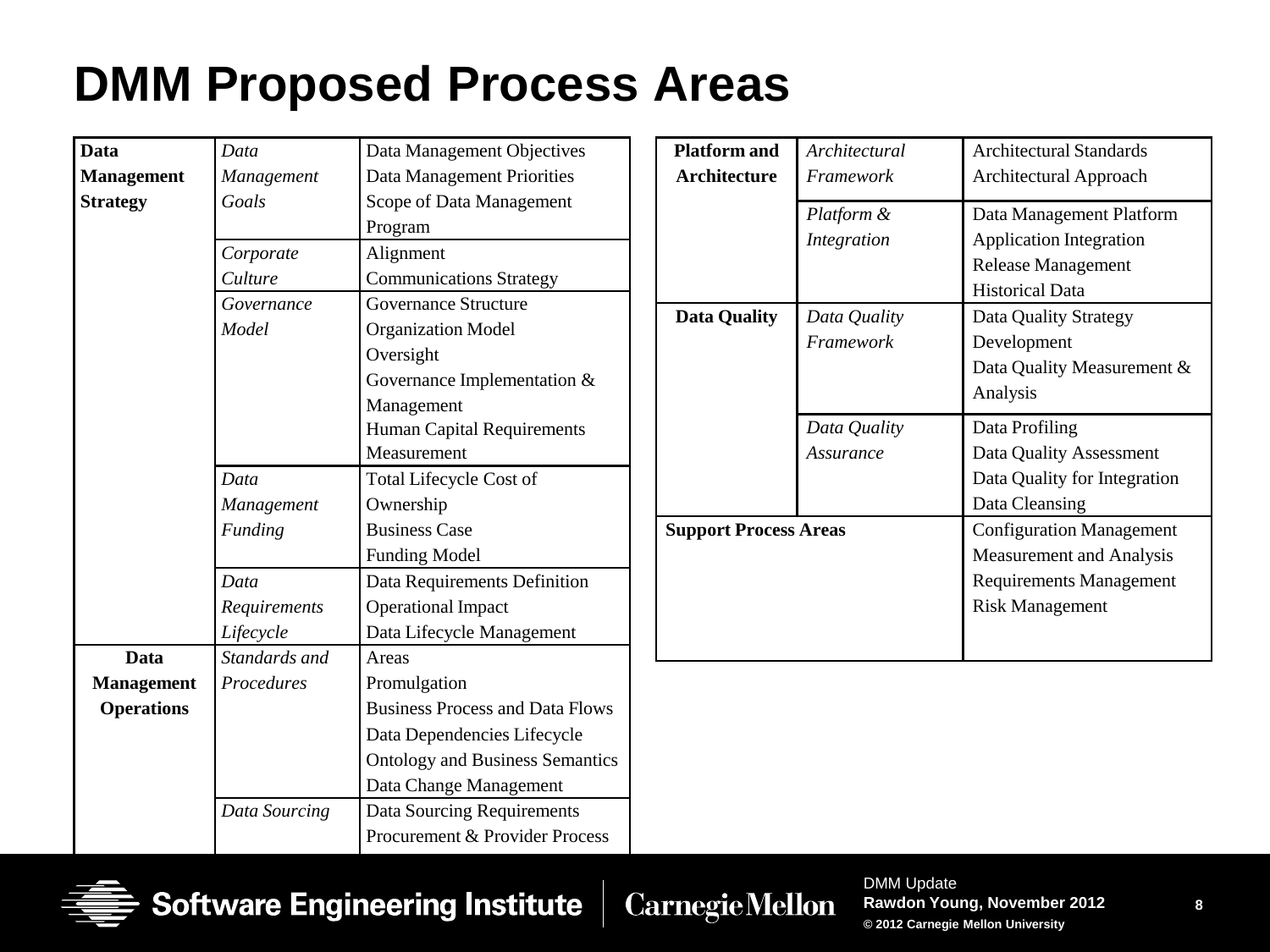# DMM Proposed Process Areas

| Category | Process Area | Components |
|---|---|---|
| **Data Management Strategy** | *Data Management Goals* | Data Management Objectives<br>Data Management Priorities<br>Scope of Data Management Program |
| | *Corporate Culture* | Alignment<br>Communications Strategy |
| | *Governance Model* | Governance Structure<br>Organization Model<br>Oversight<br>Governance Implementation & Management<br>Human Capital Requirements<br>Measurement |
| | *Data Management Funding* | Total Lifecycle Cost of Ownership<br>Business Case<br>Funding Model |
| | *Data Requirements Lifecycle* | Data Requirements Definition<br>Operational Impact<br>Data Lifecycle Management |
| **Data Management Operations** | *Standards and Procedures* | Areas<br>Promulgation<br>Business Process and Data Flows<br>Data Dependencies Lifecycle<br>Ontology and Business Semantics<br>Data Change Management |
| | *Data Sourcing* | Data Sourcing Requirements<br>Procurement & Provider Process |

| Category | Process Area | Components |
|---|---|---|
| **Platform and Architecture** | *Architectural Framework* | Architectural Standards<br>Architectural Approach |
| | *Platform & Integration* | Data Management Platform<br>Application Integration<br>Release Management<br>Historical Data |
| **Data Quality** | *Data Quality Framework* | Data Quality Strategy Development<br>Data Quality Measurement & Analysis |
| | *Data Quality Assurance* | Data Profiling<br>Data Quality Assessment<br>Data Quality for Integration<br>Data Cleansing |
| **Support Process Areas** | | Configuration Management<br>Measurement and Analysis<br>Requirements Management<br>Risk Management |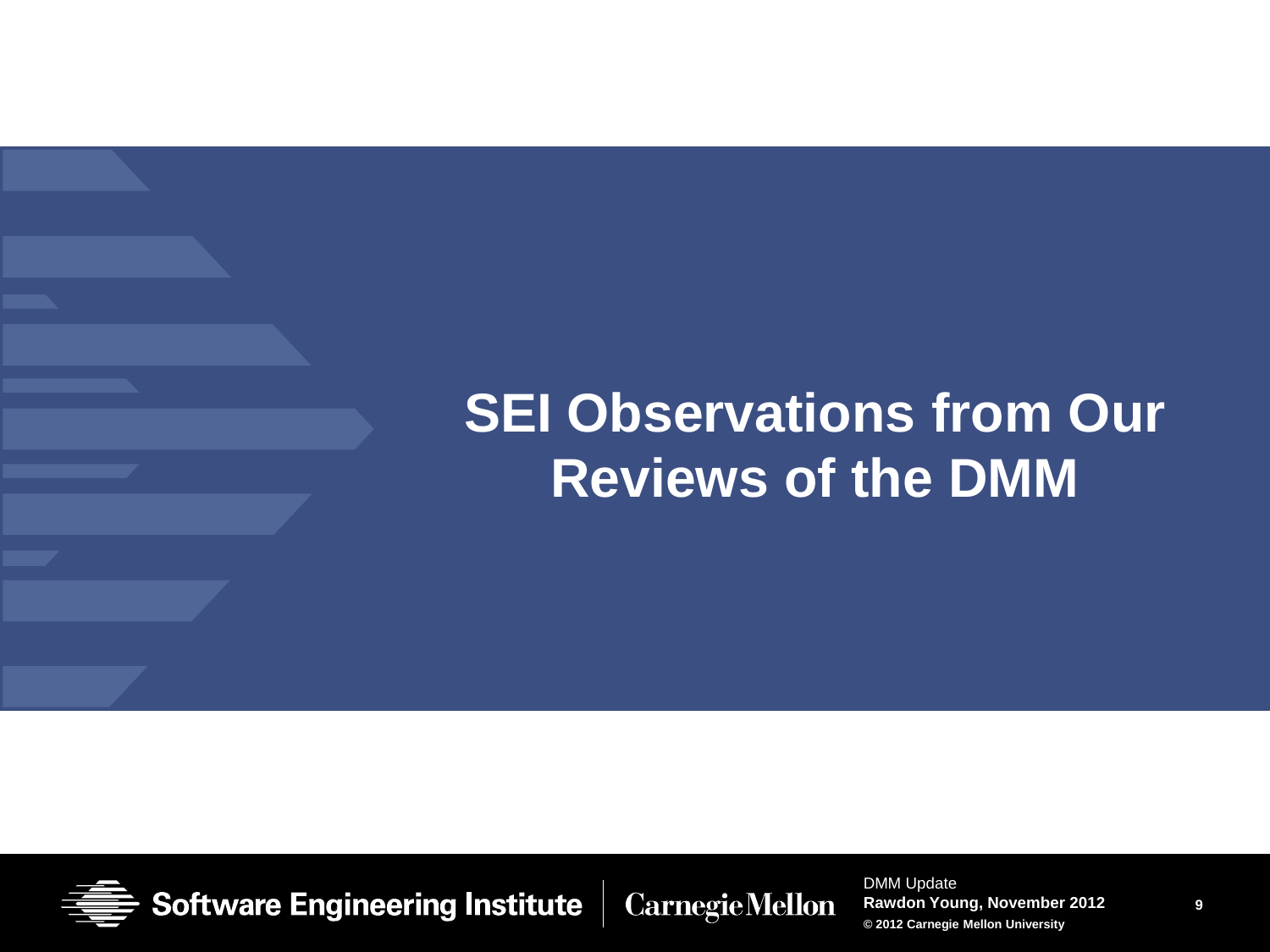# SEI Observations from Our Reviews of the DMM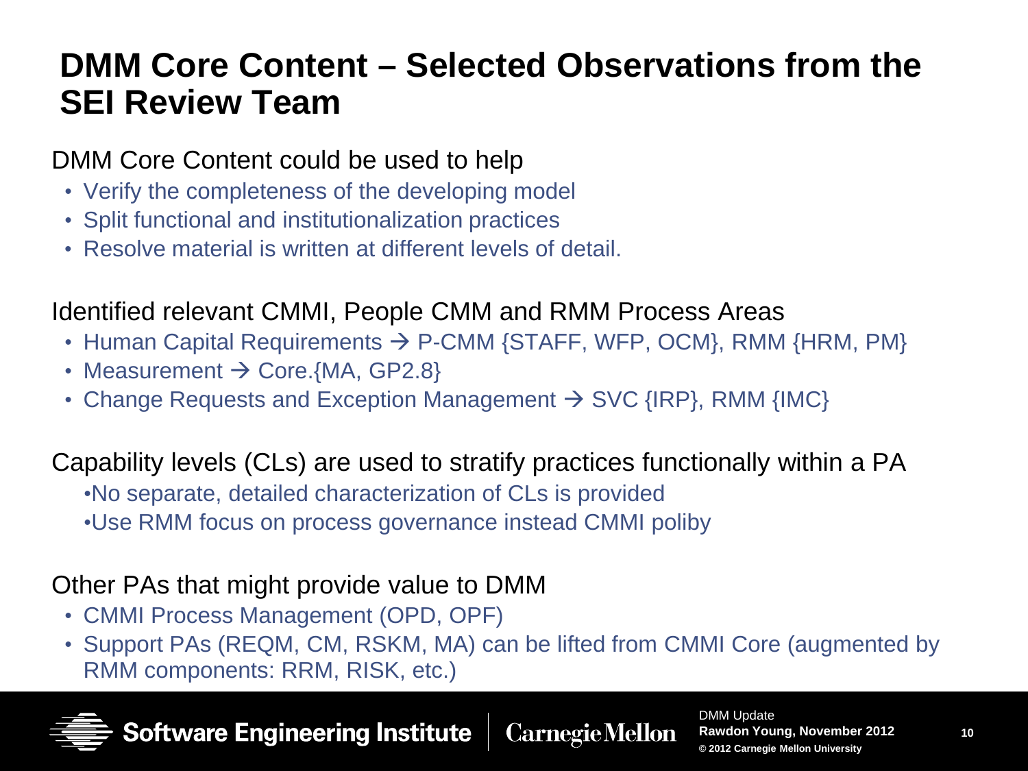# DMM Core Content – Selected Observations from the SEI Review Team

DMM Core Content could be used to help

- Verify the completeness of the developing model
- Split functional and institutionalization practices
- Resolve material is written at different levels of detail.

Identified relevant CMMI, People CMM and RMM Process Areas

- Human Capital Requirements → P-CMM {STAFF, WFP, OCM}, RMM {HRM, PM}
- Measurement → Core.{MA, GP2.8}
- Change Requests and Exception Management → SVC {IRP}, RMM {IMC}

Capability levels (CLs) are used to stratify practices functionally within a PA

- No separate, detailed characterization of CLs is provided
- Use RMM focus on process governance instead CMMI poliby

Other PAs that might provide value to DMM

- CMMI Process Management (OPD, OPF)
- Support PAs (REQM, CM, RSKM, MA) can be lifted from CMMI Core (augmented by RMM components: RRM, RISK, etc.)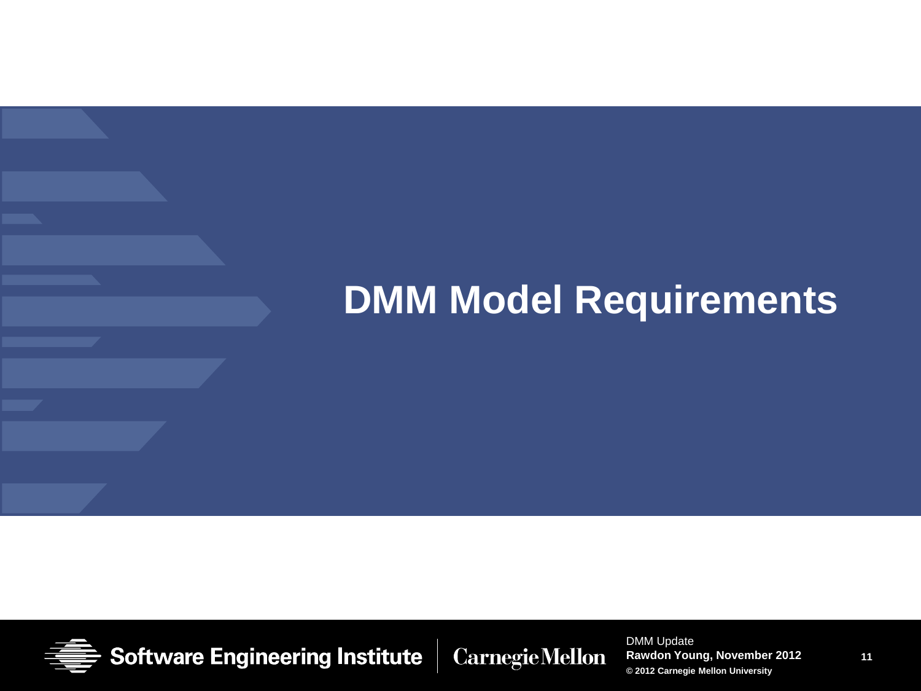# DMM Model Requirements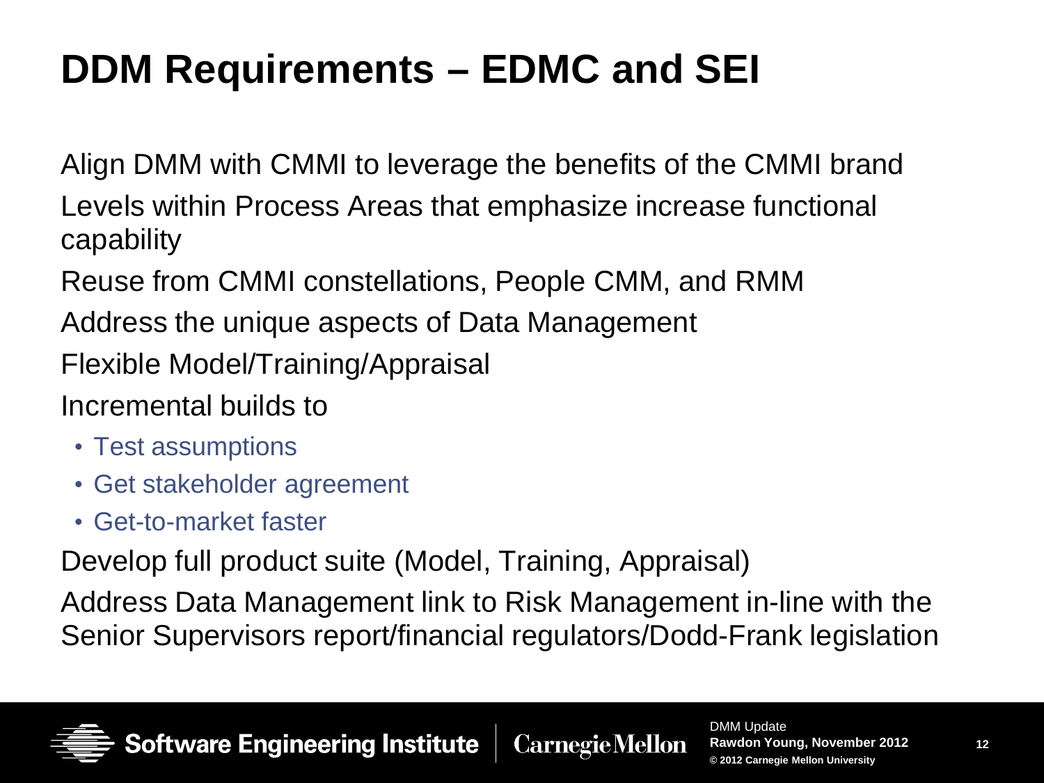# DDM Requirements – EDMC and SEI

Align DMM with CMMI to leverage the benefits of the CMMI brand

Levels within Process Areas that emphasize increase functional capability

Reuse from CMMI constellations, People CMM, and RMM

Address the unique aspects of Data Management

Flexible Model/Training/Appraisal

Incremental builds to

- Test assumptions
- Get stakeholder agreement
- Get-to-market faster

Develop full product suite (Model, Training, Appraisal)

Address Data Management link to Risk Management in-line with the Senior Supervisors report/financial regulators/Dodd-Frank legislation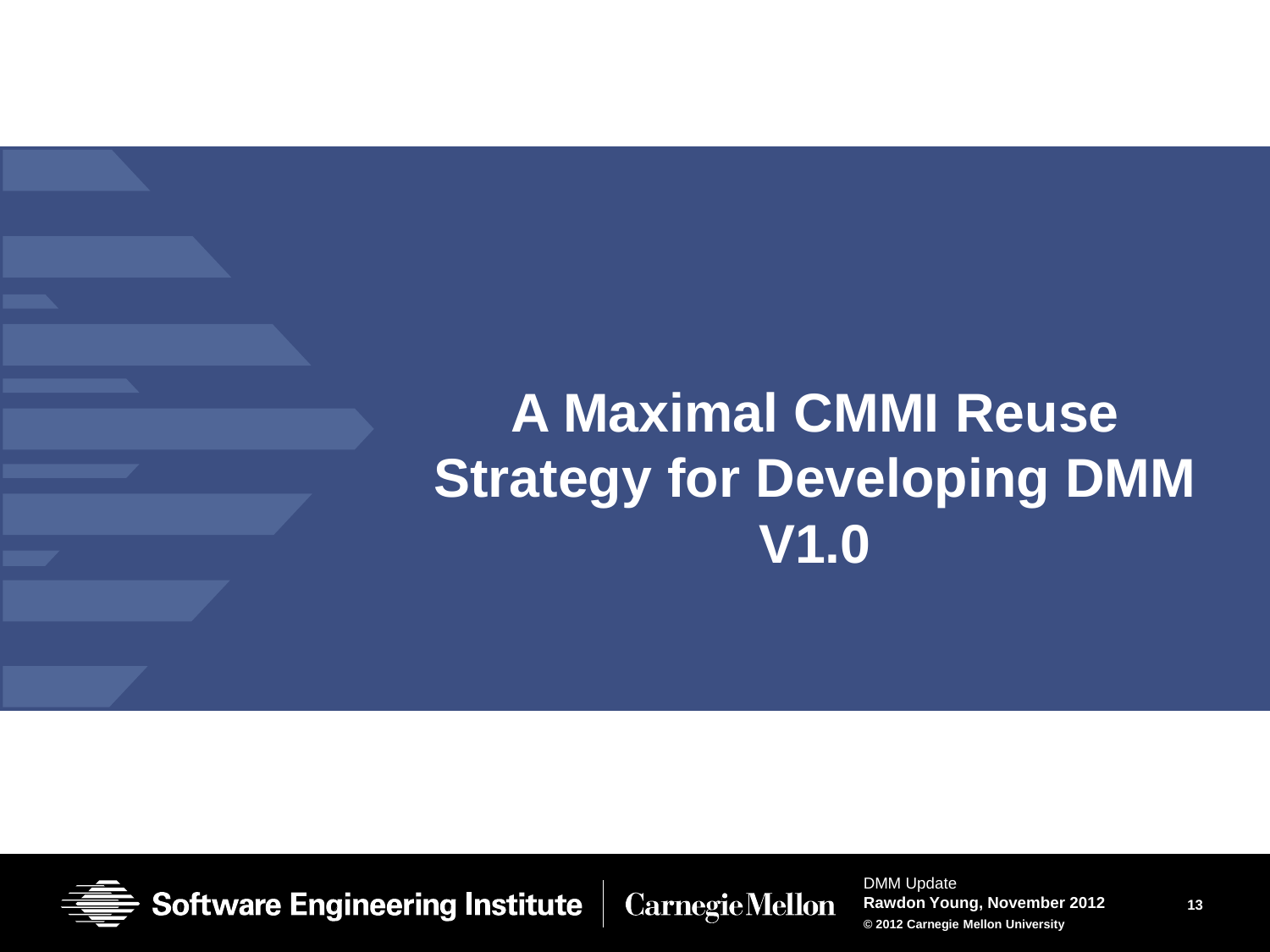# A Maximal CMMI Reuse Strategy for Developing DMM V1.0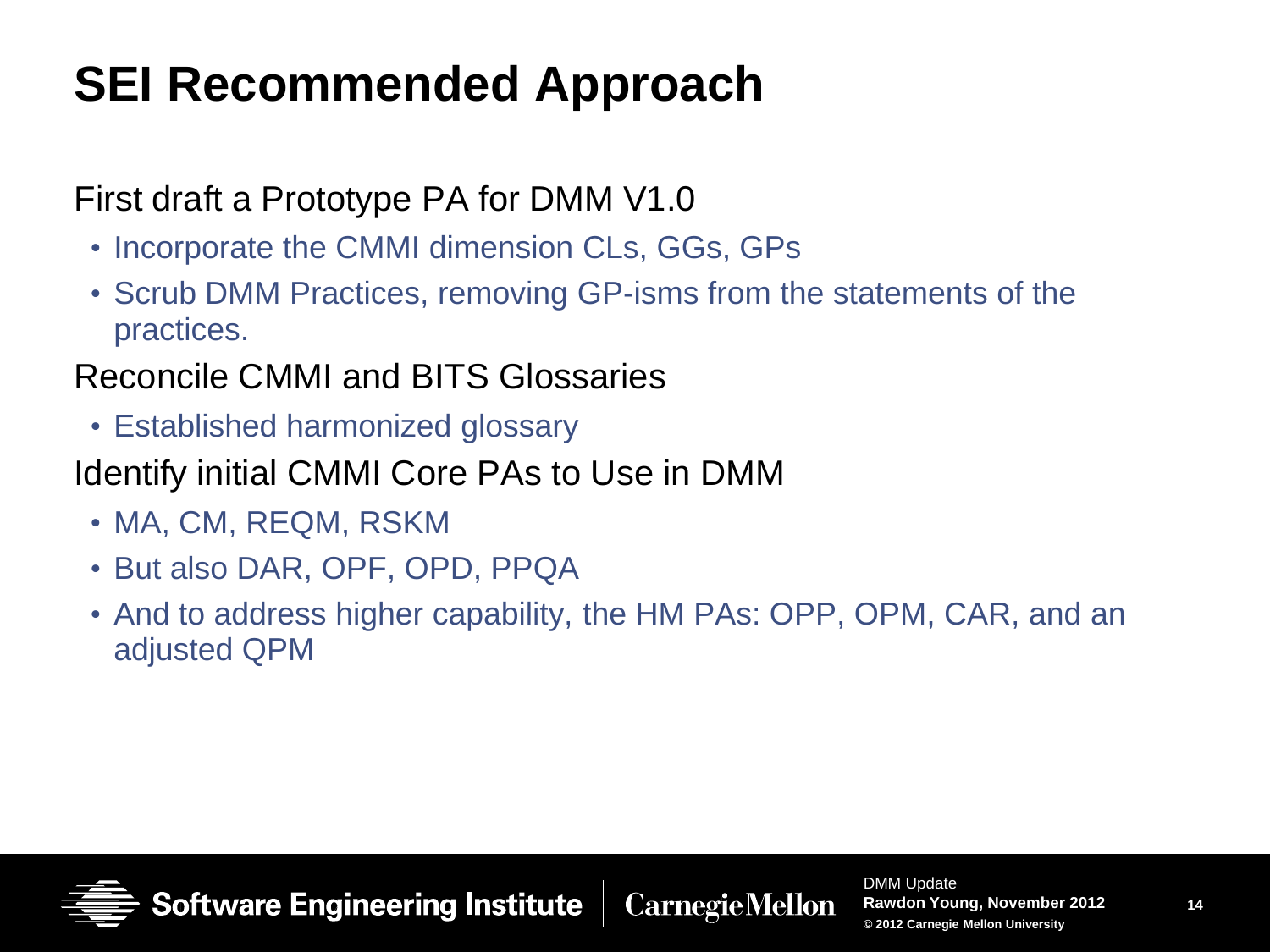# SEI Recommended Approach

First draft a Prototype PA for DMM V1.0

- Incorporate the CMMI dimension CLs, GGs, GPs
- Scrub DMM Practices, removing GP-isms from the statements of the practices.

Reconcile CMMI and BITS Glossaries

- Established harmonized glossary

Identify initial CMMI Core PAs to Use in DMM

- MA, CM, REQM, RSKM
- But also DAR, OPF, OPD, PPQA
- And to address higher capability, the HM PAs: OPP, OPM, CAR, and an adjusted QPM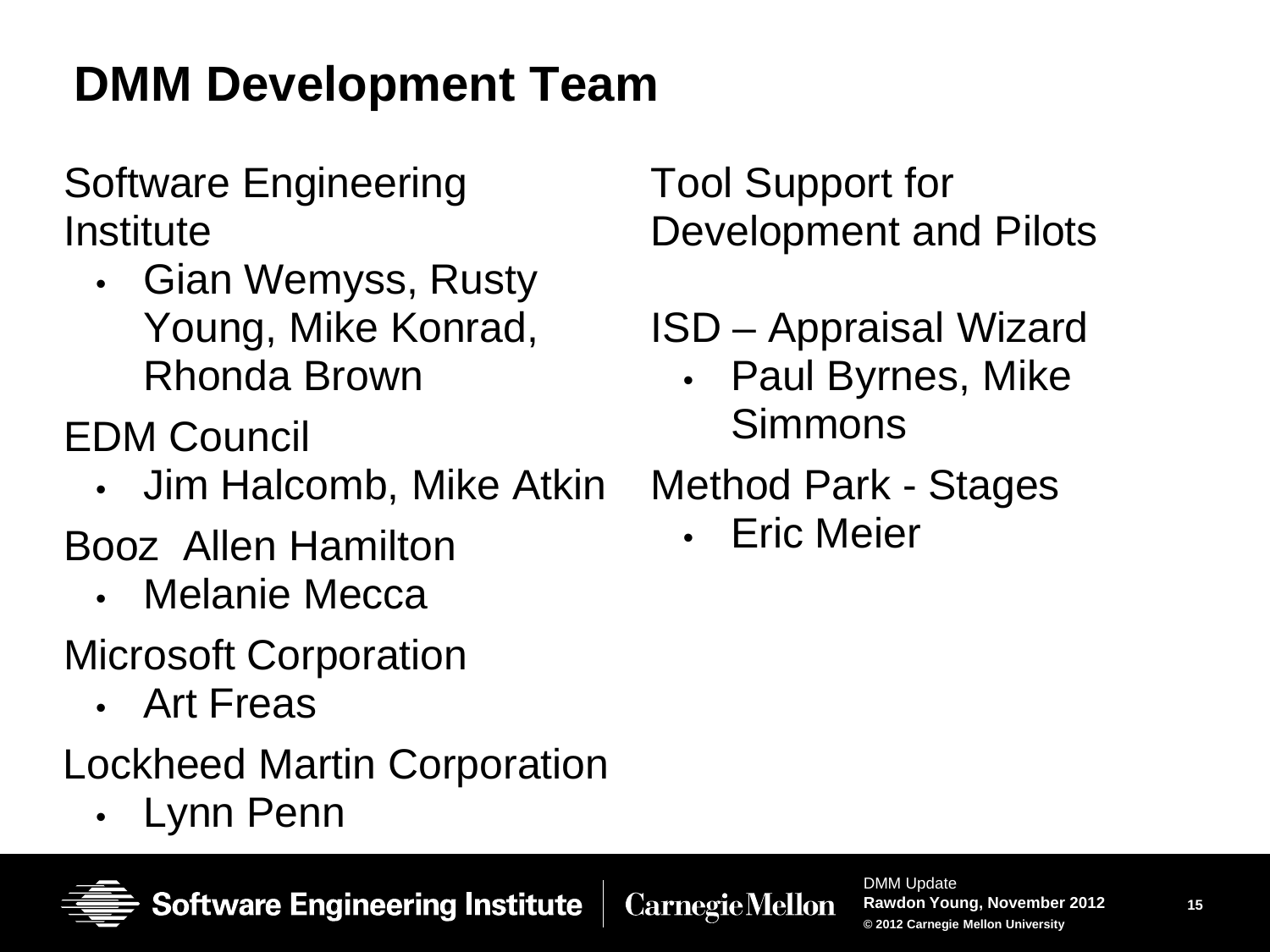# DMM Development Team

Software Engineering Institute

- Gian Wemyss, Rusty Young, Mike Konrad, Rhonda Brown

EDM Council

- Jim Halcomb, Mike Atkin

Booz Allen Hamilton

- Melanie Mecca

Microsoft Corporation

- Art Freas

Lockheed Martin Corporation

- Lynn Penn

Tool Support for Development and Pilots

ISD – Appraisal Wizard

- Paul Byrnes, Mike Simmons

Method Park - Stages

- Eric Meier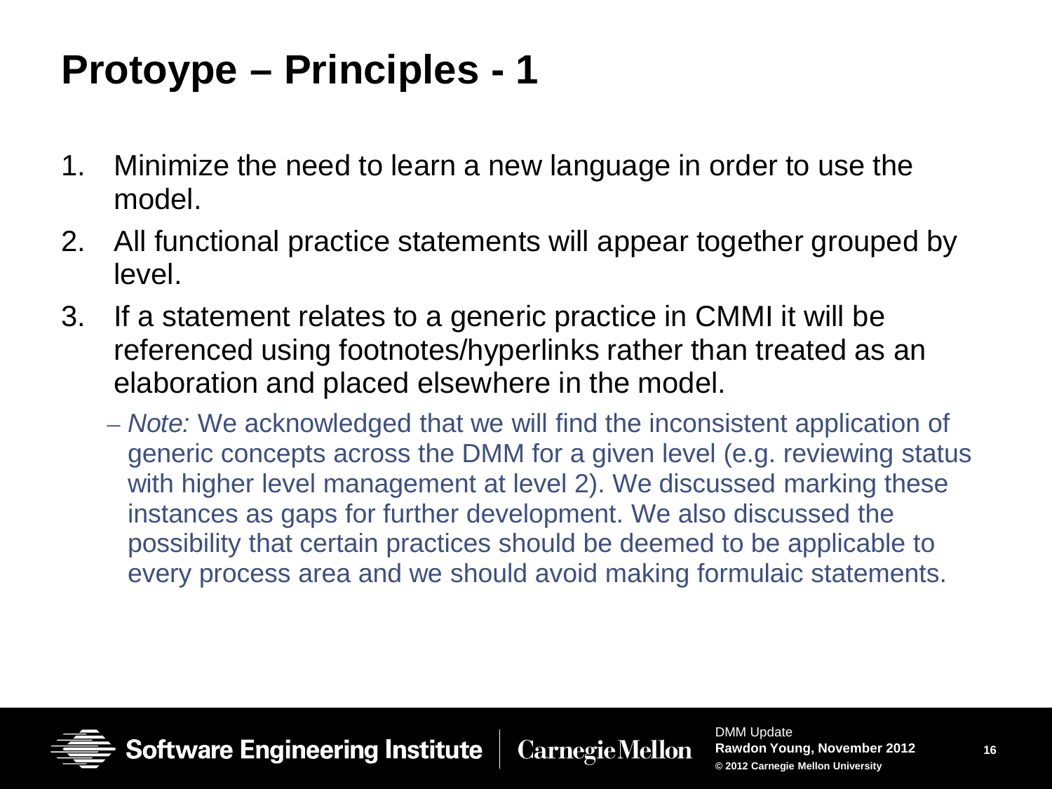# Protoype – Principles - 1

1. Minimize the need to learn a new language in order to use the model.
2. All functional practice statements will appear together grouped by level.
3. If a statement relates to a generic practice in CMMI it will be referenced using footnotes/hyperlinks rather than treated as an elaboration and placed elsewhere in the model.
   - *Note:* We acknowledged that we will find the inconsistent application of generic concepts across the DMM for a given level (e.g. reviewing status with higher level management at level 2). We discussed marking these instances as gaps for further development. We also discussed the possibility that certain practices should be deemed to be applicable to every process area and we should avoid making formulaic statements.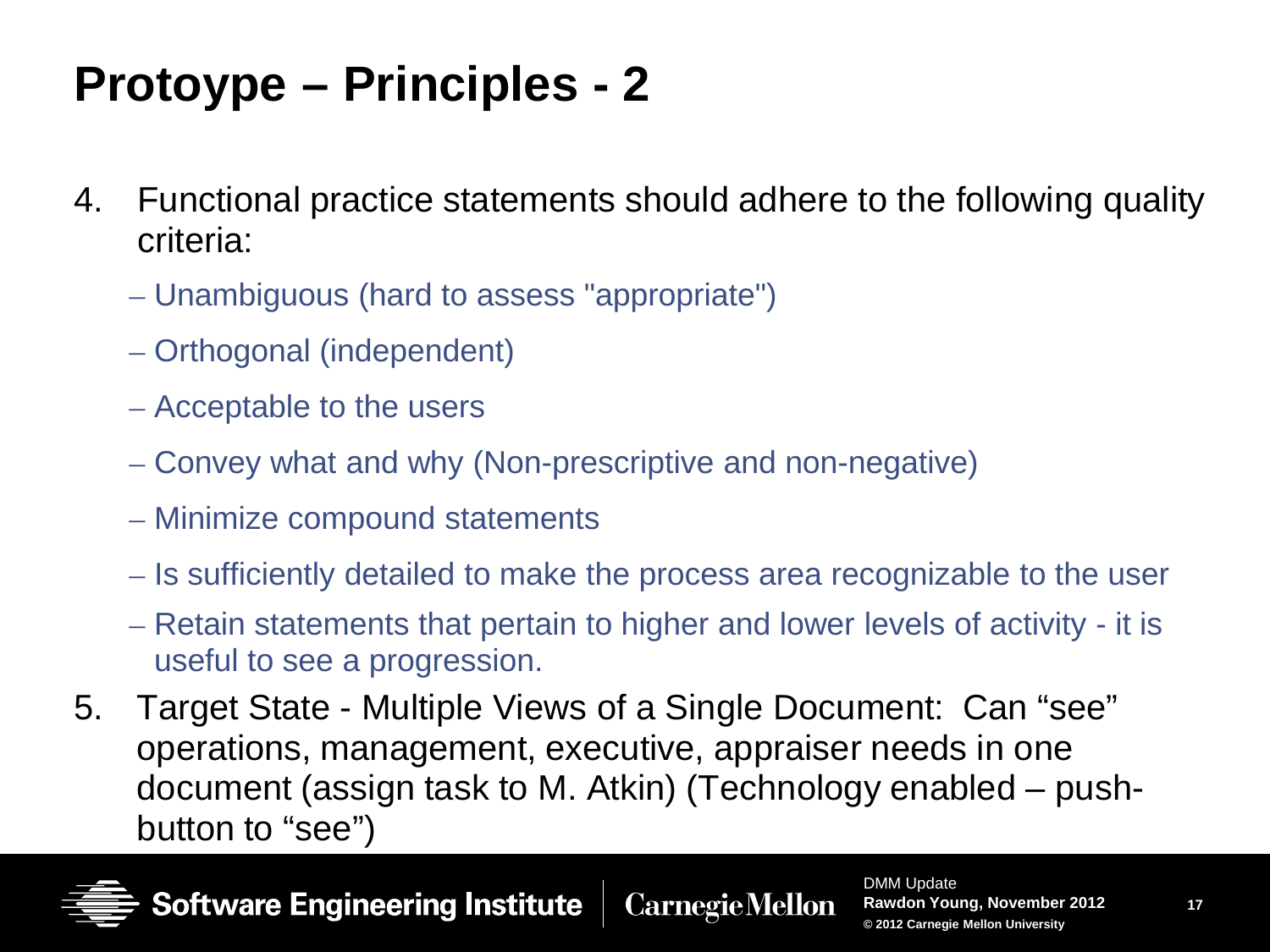# Protoype – Principles - 2

4. Functional practice statements should adhere to the following quality criteria:
   - Unambiguous (hard to assess "appropriate")
   - Orthogonal (independent)
   - Acceptable to the users
   - Convey what and why (Non-prescriptive and non-negative)
   - Minimize compound statements
   - Is sufficiently detailed to make the process area recognizable to the user
   - Retain statements that pertain to higher and lower levels of activity - it is useful to see a progression.
5. Target State - Multiple Views of a Single Document: Can "see" operations, management, executive, appraiser needs in one document (assign task to M. Atkin) (Technology enabled – push-button to "see")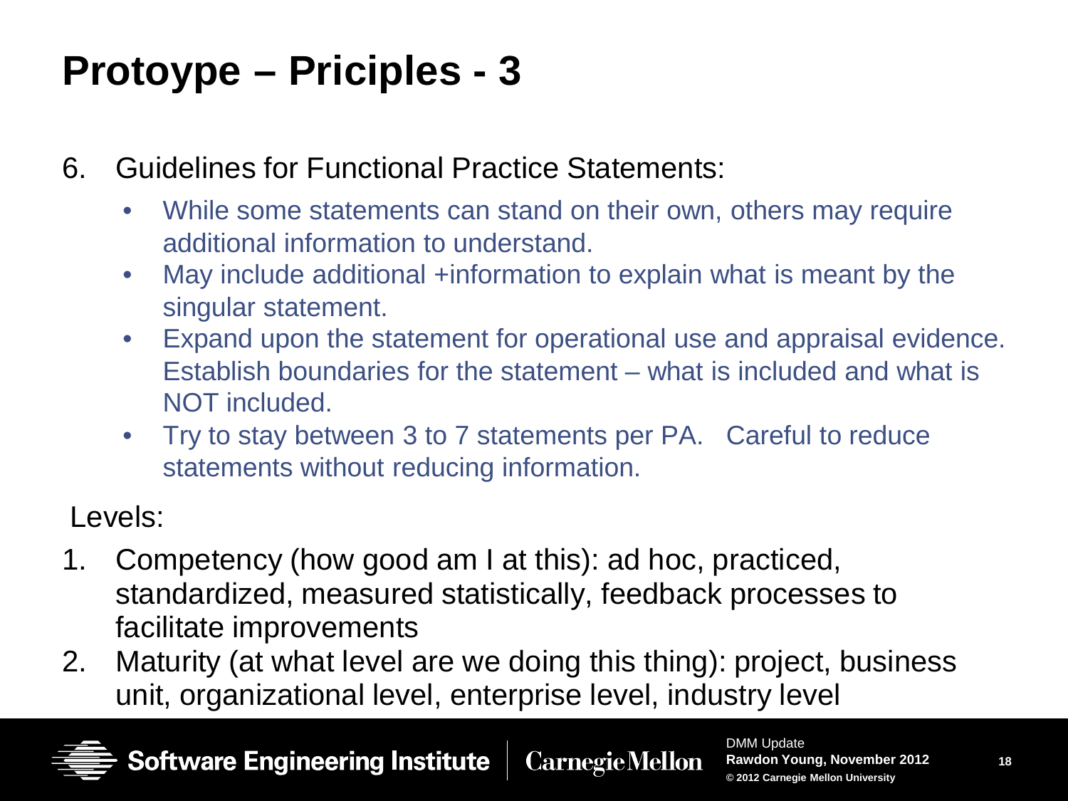# Protoype – Priciples - 3

6. Guidelines for Functional Practice Statements:
   - While some statements can stand on their own, others may require additional information to understand.
   - May include additional +information to explain what is meant by the singular statement.
   - Expand upon the statement for operational use and appraisal evidence. Establish boundaries for the statement – what is included and what is NOT included.
   - Try to stay between 3 to 7 statements per PA. Careful to reduce statements without reducing information.

Levels:

1. Competency (how good am I at this): ad hoc, practiced, standardized, measured statistically, feedback processes to facilitate improvements
2. Maturity (at what level are we doing this thing): project, business unit, organizational level, enterprise level, industry level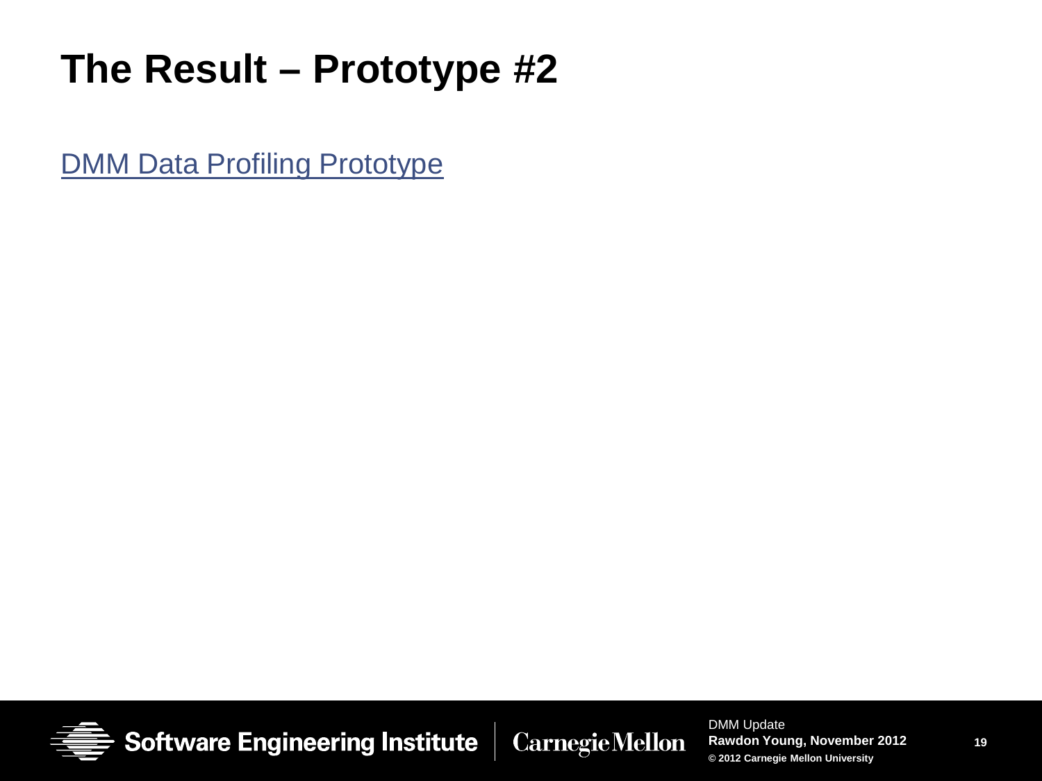# The Result – Prototype #2

DMM Data Profiling Prototype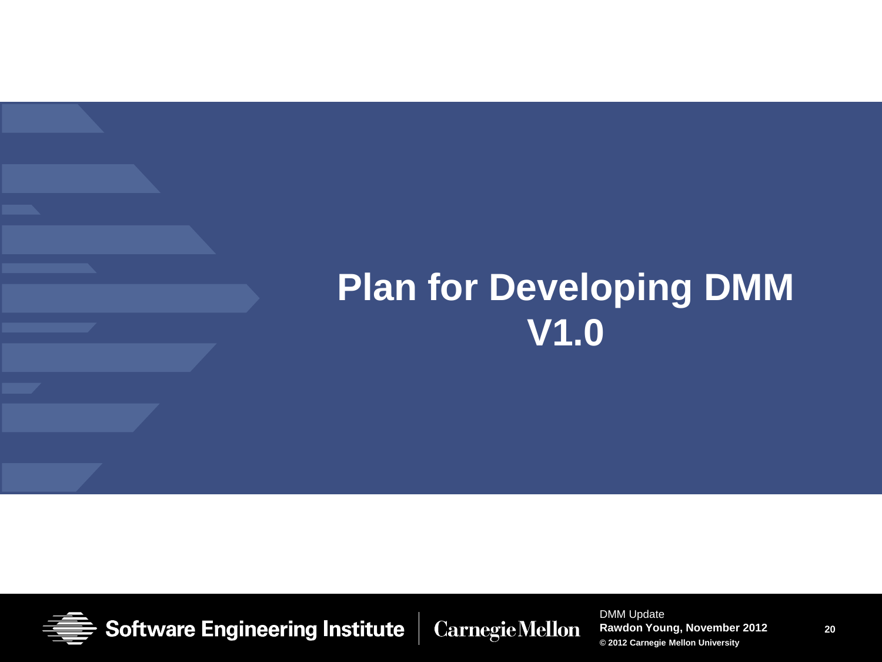# Plan for Developing DMM V1.0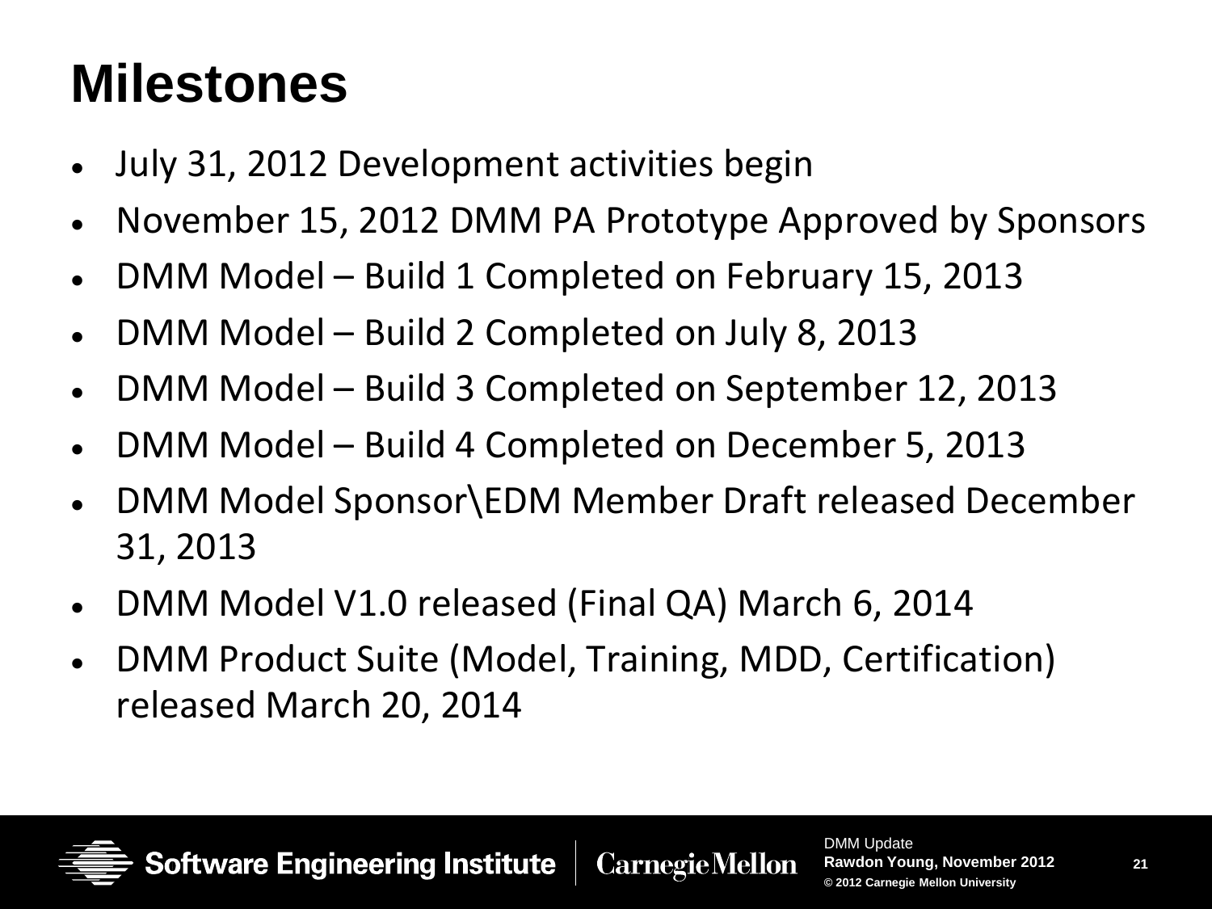# Milestones

- July 31, 2012 Development activities begin
- November 15, 2012 DMM PA Prototype Approved by Sponsors
- DMM Model – Build 1 Completed on February 15, 2013
- DMM Model – Build 2 Completed on July 8, 2013
- DMM Model – Build 3 Completed on September 12, 2013
- DMM Model – Build 4 Completed on December 5, 2013
- DMM Model Sponsor\EDM Member Draft released December 31, 2013
- DMM Model V1.0 released (Final QA) March 6, 2014
- DMM Product Suite (Model, Training, MDD, Certification) released March 20, 2014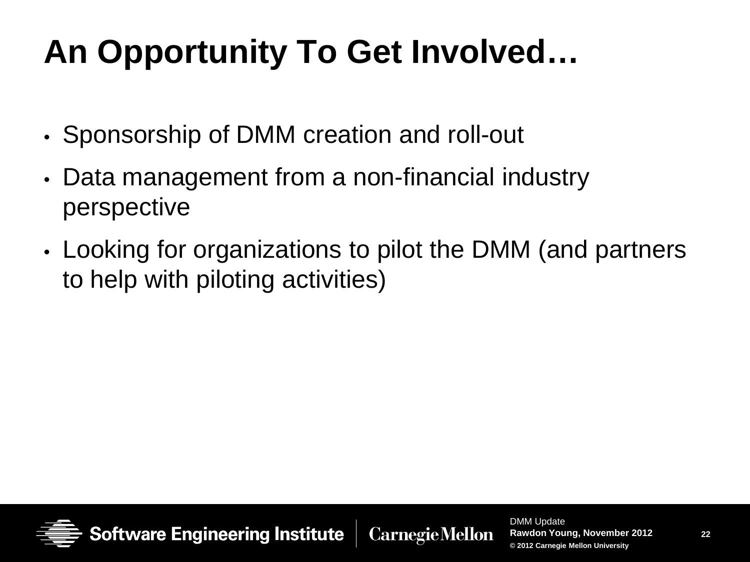# An Opportunity To Get Involved…

- Sponsorship of DMM creation and roll-out
- Data management from a non-financial industry perspective
- Looking for organizations to pilot the DMM (and partners to help with piloting activities)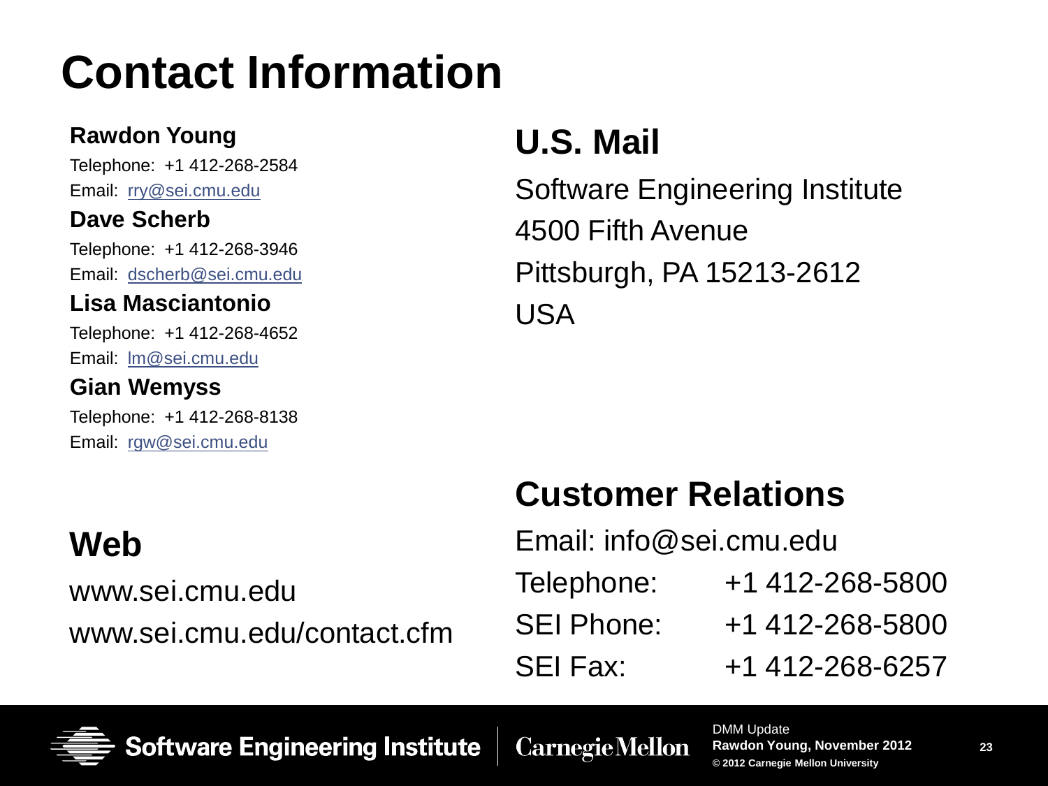# Contact Information

**Rawdon Young**

Telephone: +1 412-268-2584

Email: rry@sei.cmu.edu

**Dave Scherb**

Telephone: +1 412-268-3946

Email: dscherb@sei.cmu.edu

**Lisa Masciantonio**

Telephone: +1 412-268-4652

Email: lm@sei.cmu.edu

**Gian Wemyss**

Telephone: +1 412-268-8138

Email: rgw@sei.cmu.edu

## Web

www.sei.cmu.edu

www.sei.cmu.edu/contact.cfm

## U.S. Mail

Software Engineering Institute

4500 Fifth Avenue

Pittsburgh, PA 15213-2612

USA

## Customer Relations

Email: info@sei.cmu.edu

Telephone: +1 412-268-5800

SEI Phone: +1 412-268-5800

SEI Fax: +1 412-268-6257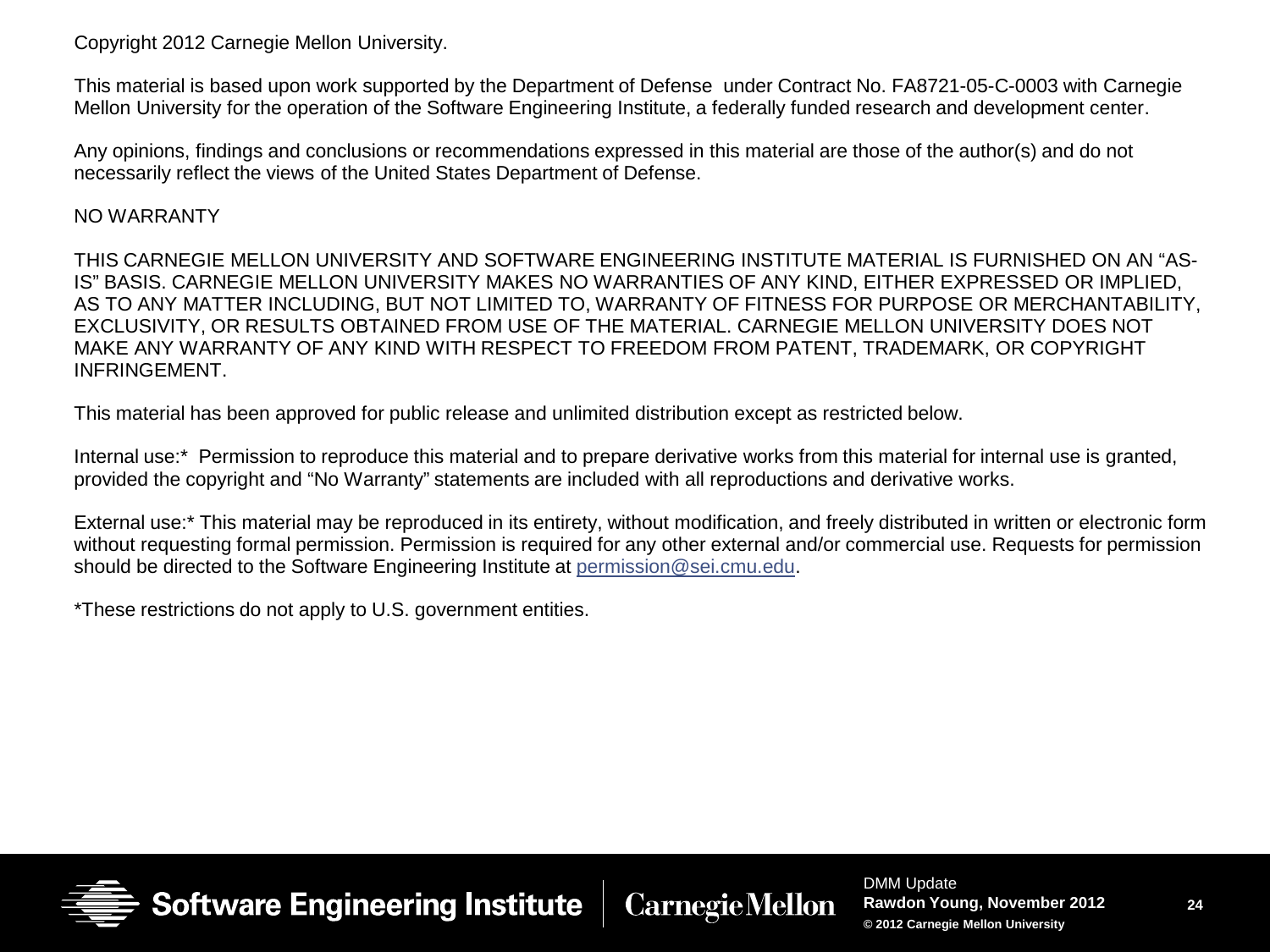Copyright 2012 Carnegie Mellon University.

This material is based upon work supported by the Department of Defense under Contract No. FA8721-05-C-0003 with Carnegie Mellon University for the operation of the Software Engineering Institute, a federally funded research and development center.

Any opinions, findings and conclusions or recommendations expressed in this material are those of the author(s) and do not necessarily reflect the views of the United States Department of Defense.

NO WARRANTY

THIS CARNEGIE MELLON UNIVERSITY AND SOFTWARE ENGINEERING INSTITUTE MATERIAL IS FURNISHED ON AN “AS-IS” BASIS. CARNEGIE MELLON UNIVERSITY MAKES NO WARRANTIES OF ANY KIND, EITHER EXPRESSED OR IMPLIED, AS TO ANY MATTER INCLUDING, BUT NOT LIMITED TO, WARRANTY OF FITNESS FOR PURPOSE OR MERCHANTABILITY, EXCLUSIVITY, OR RESULTS OBTAINED FROM USE OF THE MATERIAL. CARNEGIE MELLON UNIVERSITY DOES NOT MAKE ANY WARRANTY OF ANY KIND WITH RESPECT TO FREEDOM FROM PATENT, TRADEMARK, OR COPYRIGHT INFRINGEMENT.

This material has been approved for public release and unlimited distribution except as restricted below.

Internal use:* Permission to reproduce this material and to prepare derivative works from this material for internal use is granted, provided the copyright and “No Warranty” statements are included with all reproductions and derivative works.

External use:* This material may be reproduced in its entirety, without modification, and freely distributed in written or electronic form without requesting formal permission. Permission is required for any other external and/or commercial use. Requests for permission should be directed to the Software Engineering Institute at permission@sei.cmu.edu.

*These restrictions do not apply to U.S. government entities.